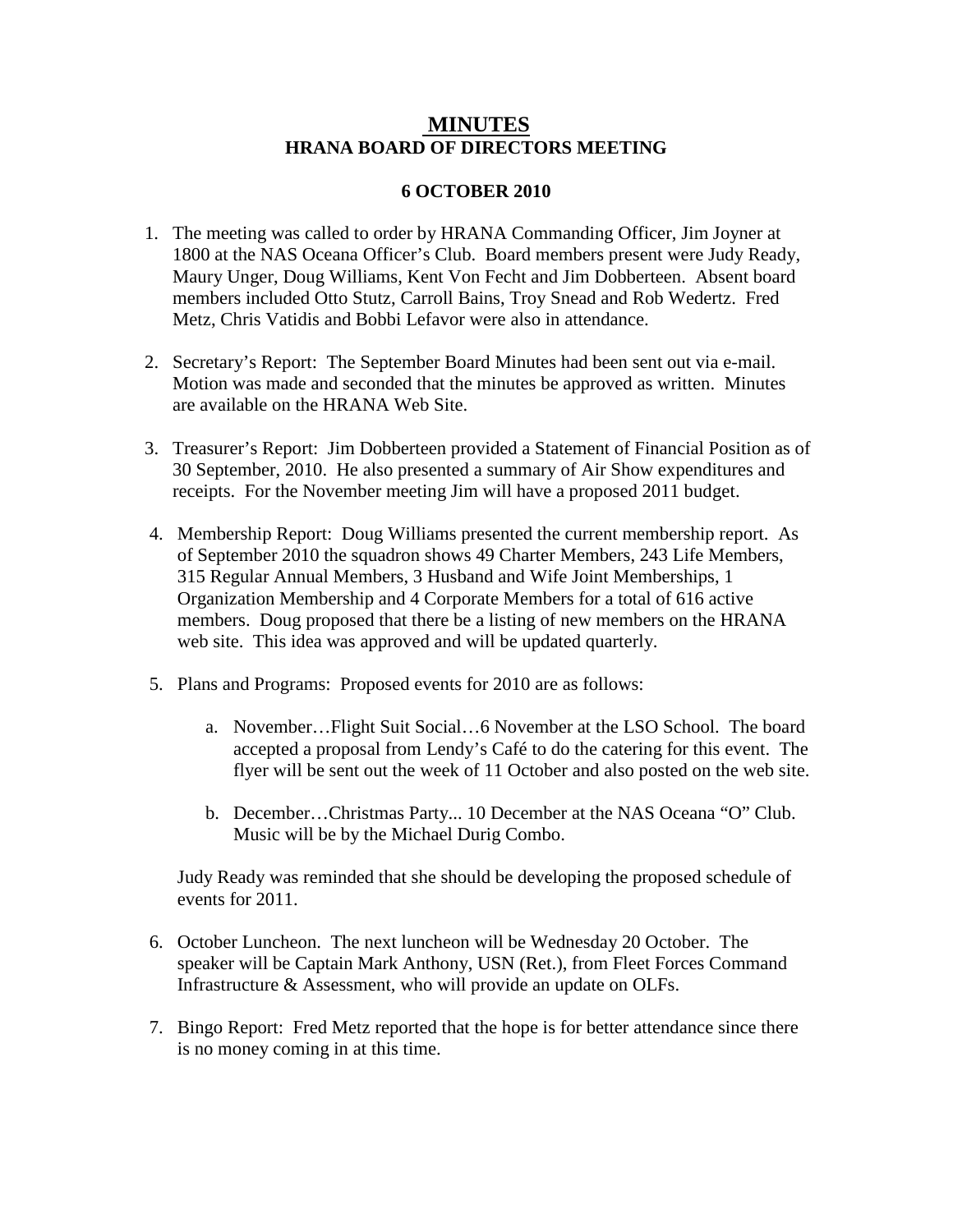# MINUTES

## HRANA BOARD OF DIRECTORS MEETING

### 6 OCTOBER 2010

1. The meeting was called to order by HRANA Commanding Officer, Jim Joyner at 1800 at the NAS Oceana Officer's Club. Board members present were Judy Ready, Maury Unger, Doug Williams, Kent Von Fecht and Jim Dobberteen. Absent board members included Otto Stutz, Carroll Bains, Troy Snead and Rob Wedertz. Fred Metz, Chris Vatidis and Bobbi Lefavor were also in attendance.

2. Secretary's Report: The September Board Minutes had been sent out via e-mail. Motion was made and seconded that the minutes be approved as written. Minutes are available on the HRANA Web Site.

3. Treasurer's Report: Jim Dobberteen provided a Statement of Financial Position as of 30 September, 2010. He also presented a summary of Air Show expenditures and receipts. For the November meeting Jim will have a proposed 2011 budget.

4. Membership Report: Doug Williams presented the current membership report. As of September 2010 the squadron shows 49 Charter Members, 243 Life Members, 315 Regular Annual Members, 3 Husband and Wife Joint Memberships, 1 Organization Membership and 4 Corporate Members for a total of 616 active members. Doug proposed that there be a listing of new members on the HRANA web site. This idea was approved and will be updated quarterly.

5. Plans and Programs: Proposed events for 2010 are as follows:

   a. November…Flight Suit Social…6 November at the LSO School. The board accepted a proposal from Lendy's Café to do the catering for this event. The flyer will be sent out the week of 11 October and also posted on the web site.

   b. December…Christmas Party... 10 December at the NAS Oceana "O" Club. Music will be by the Michael Durig Combo.

   Judy Ready was reminded that she should be developing the proposed schedule of events for 2011.

6. October Luncheon. The next luncheon will be Wednesday 20 October. The speaker will be Captain Mark Anthony, USN (Ret.), from Fleet Forces Command Infrastructure & Assessment, who will provide an update on OLFs.

7. Bingo Report: Fred Metz reported that the hope is for better attendance since there is no money coming in at this time.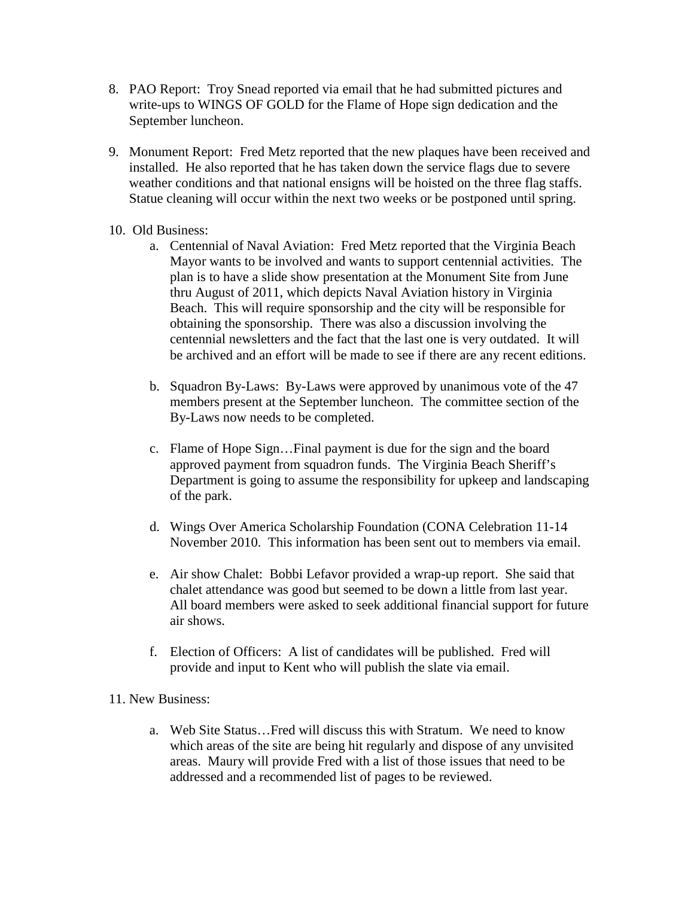8. PAO Report: Troy Snead reported via email that he had submitted pictures and write-ups to WINGS OF GOLD for the Flame of Hope sign dedication and the September luncheon.

9. Monument Report: Fred Metz reported that the new plaques have been received and installed. He also reported that he has taken down the service flags due to severe weather conditions and that national ensigns will be hoisted on the three flag staffs. Statue cleaning will occur within the next two weeks or be postponed until spring.

10. Old Business:

    a. Centennial of Naval Aviation: Fred Metz reported that the Virginia Beach Mayor wants to be involved and wants to support centennial activities. The plan is to have a slide show presentation at the Monument Site from June thru August of 2011, which depicts Naval Aviation history in Virginia Beach. This will require sponsorship and the city will be responsible for obtaining the sponsorship. There was also a discussion involving the centennial newsletters and the fact that the last one is very outdated. It will be archived and an effort will be made to see if there are any recent editions.

    b. Squadron By-Laws: By-Laws were approved by unanimous vote of the 47 members present at the September luncheon. The committee section of the By-Laws now needs to be completed.

    c. Flame of Hope Sign…Final payment is due for the sign and the board approved payment from squadron funds. The Virginia Beach Sheriff's Department is going to assume the responsibility for upkeep and landscaping of the park.

    d. Wings Over America Scholarship Foundation (CONA Celebration 11-14 November 2010. This information has been sent out to members via email.

    e. Air show Chalet: Bobbi Lefavor provided a wrap-up report. She said that chalet attendance was good but seemed to be down a little from last year. All board members were asked to seek additional financial support for future air shows.

    f. Election of Officers: A list of candidates will be published. Fred will provide and input to Kent who will publish the slate via email.

11. New Business:

    a. Web Site Status…Fred will discuss this with Stratum. We need to know which areas of the site are being hit regularly and dispose of any unvisited areas. Maury will provide Fred with a list of those issues that need to be addressed and a recommended list of pages to be reviewed.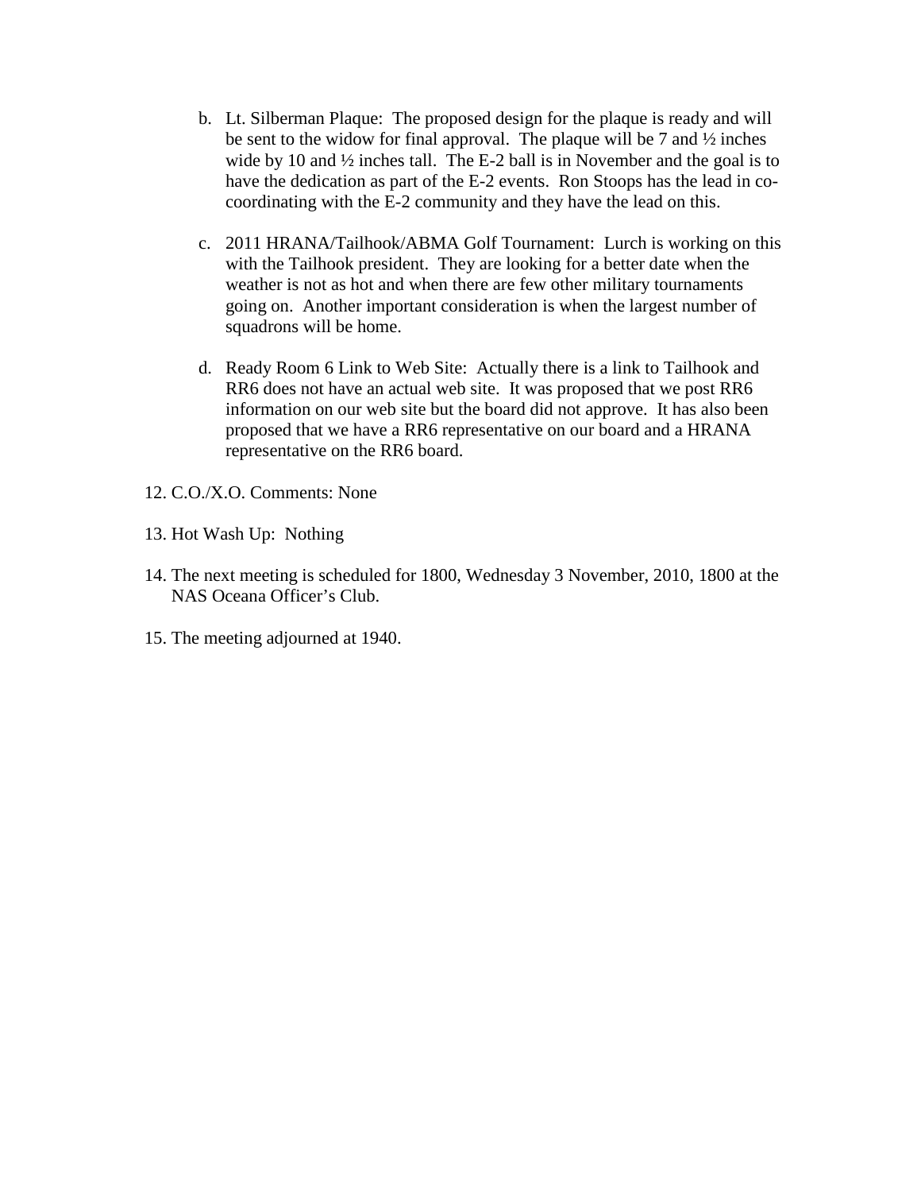b. Lt. Silberman Plaque: The proposed design for the plaque is ready and will be sent to the widow for final approval. The plaque will be 7 and ½ inches wide by 10 and ½ inches tall. The E-2 ball is in November and the goal is to have the dedication as part of the E-2 events. Ron Stoops has the lead in co-coordinating with the E-2 community and they have the lead on this.

c. 2011 HRANA/Tailhook/ABMA Golf Tournament: Lurch is working on this with the Tailhook president. They are looking for a better date when the weather is not as hot and when there are few other military tournaments going on. Another important consideration is when the largest number of squadrons will be home.

d. Ready Room 6 Link to Web Site: Actually there is a link to Tailhook and RR6 does not have an actual web site. It was proposed that we post RR6 information on our web site but the board did not approve. It has also been proposed that we have a RR6 representative on our board and a HRANA representative on the RR6 board.

12. C.O./X.O. Comments: None

13. Hot Wash Up: Nothing

14. The next meeting is scheduled for 1800, Wednesday 3 November, 2010, 1800 at the NAS Oceana Officer's Club.

15. The meeting adjourned at 1940.